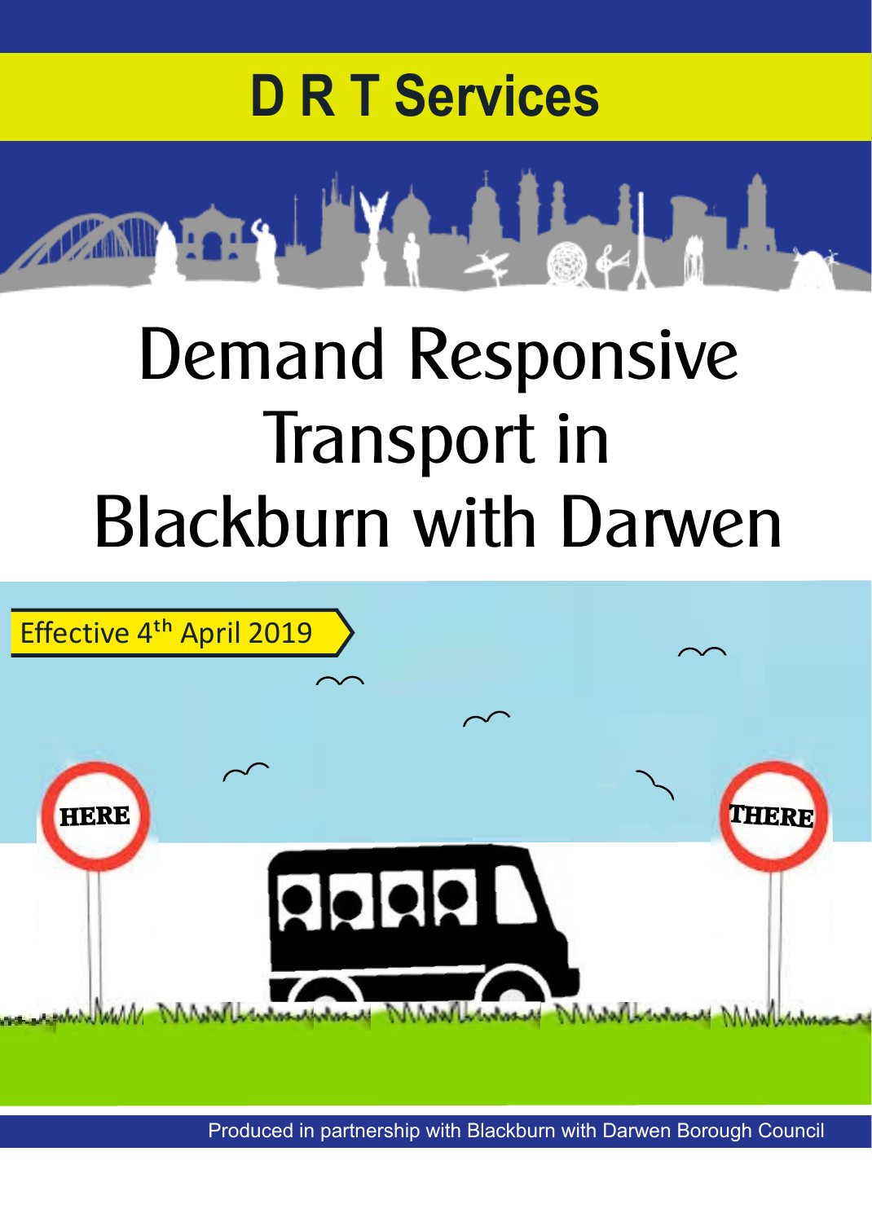# D R T Services

# Demand Responsive Transport in Blackburn with Darwen

Effective 4th April 2019

HERE

THERE

Produced in partnership with Blackburn with Darwen Borough Council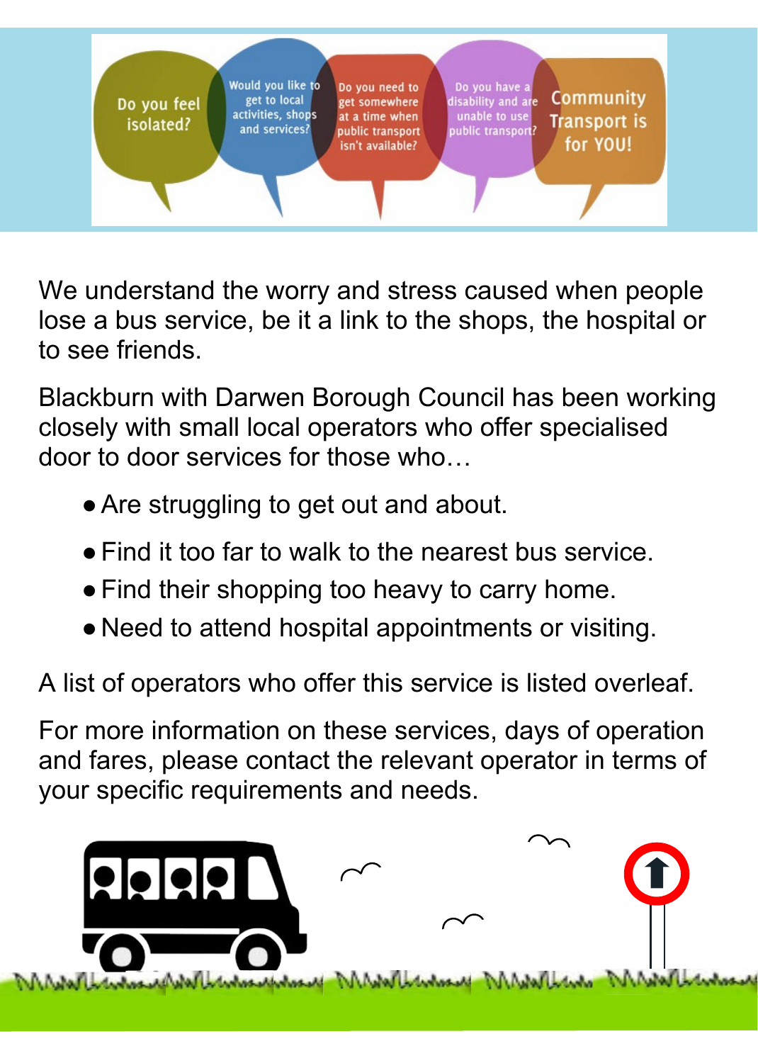Do you feel isolated?

Would you like to get to local activities, shops and services?

Do you need to get somewhere at a time when public transport isn't available?

Do you have a disability and are unable to use public transport?

Community Transport is for YOU!

We understand the worry and stress caused when people lose a bus service, be it a link to the shops, the hospital or to see friends.

Blackburn with Darwen Borough Council has been working closely with small local operators who offer specialised door to door services for those who…

- Are struggling to get out and about.
- Find it too far to walk to the nearest bus service.
- Find their shopping too heavy to carry home.
- Need to attend hospital appointments or visiting.

A list of operators who offer this service is listed overleaf.

For more information on these services, days of operation and fares, please contact the relevant operator in terms of your specific requirements and needs.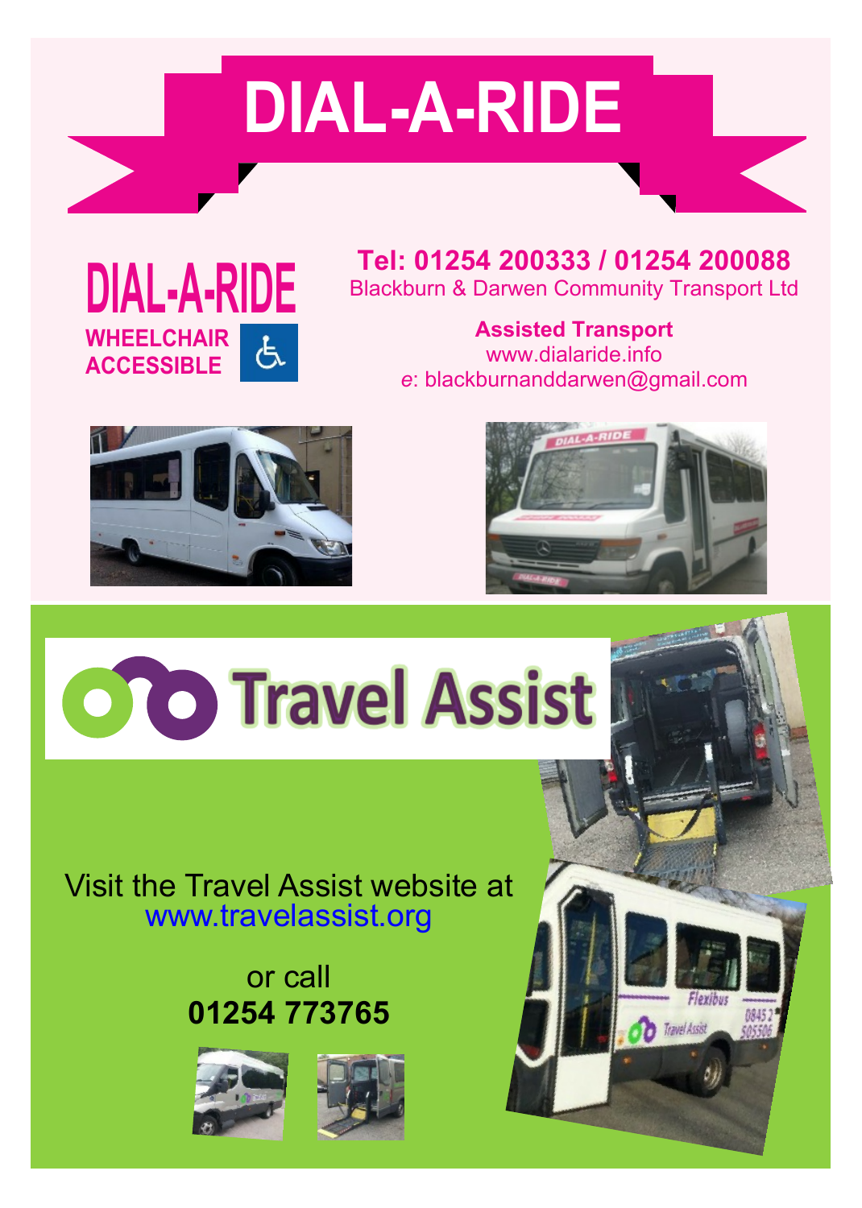# DIAL-A-RIDE

**DIAL-A-RIDE**

**WHEELCHAIR ACCESSIBLE**

**Tel: 01254 200333 / 01254 200088**

Blackburn & Darwen Community Transport Ltd

**Assisted Transport**

www.dialaride.info

*e*: blackburnanddarwen@gmail.com

# Travel Assist

Visit the Travel Assist website at
www.travelassist.org

or call
**01254 773765**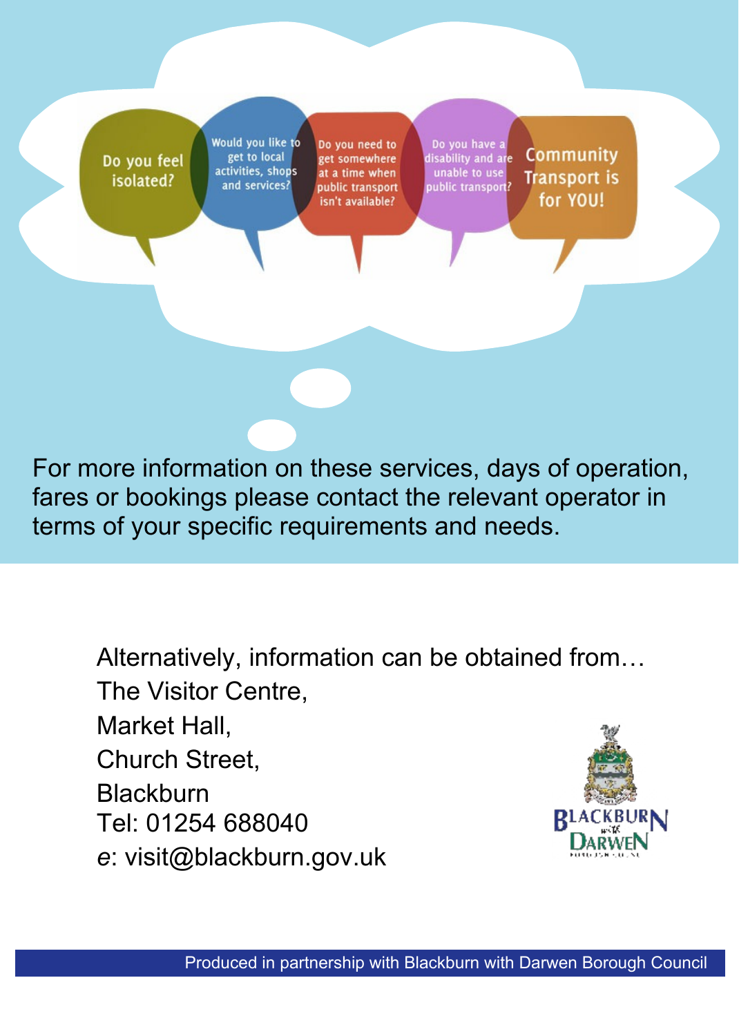Do you feel isolated?

Would you like to get to local activities, shops and services?

Do you need to get somewhere at a time when public transport isn't available?

Do you have a disability and are unable to use public transport?

Community Transport is for YOU!

For more information on these services, days of operation, fares or bookings please contact the relevant operator in terms of your specific requirements and needs.

Alternatively, information can be obtained from…
The Visitor Centre,
Market Hall,
Church Street,
Blackburn
Tel: 01254 688040
*e*: visit@blackburn.gov.uk

BLACKBURN with DARWEN

Produced in partnership with Blackburn with Darwen Borough Council